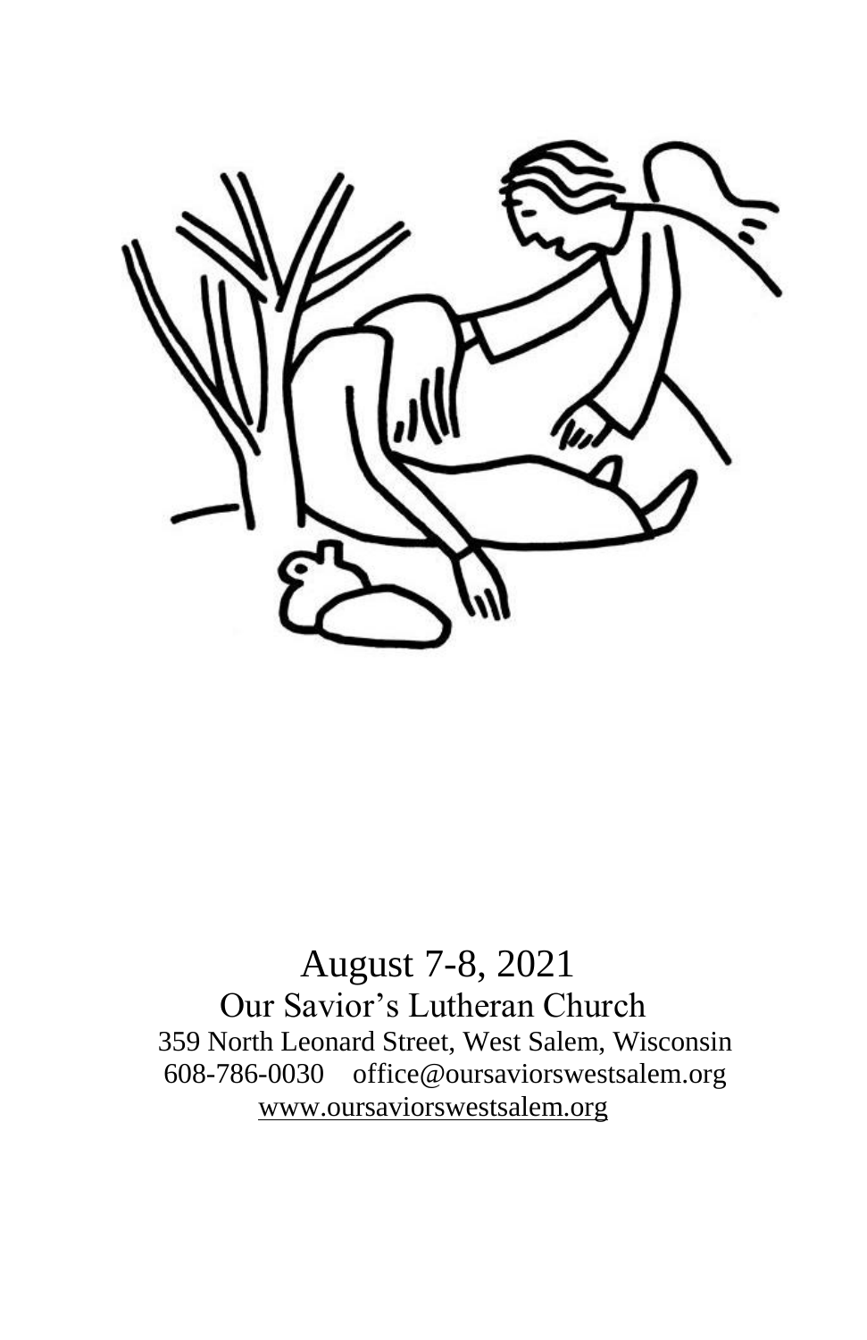August 7-8, 2021

Our Savior's Lutheran Church

359 North Leonard Street, West Salem, Wisconsin

608-786-0030 office@oursaviorswestsalem.org

www.oursaviorswestsalem.org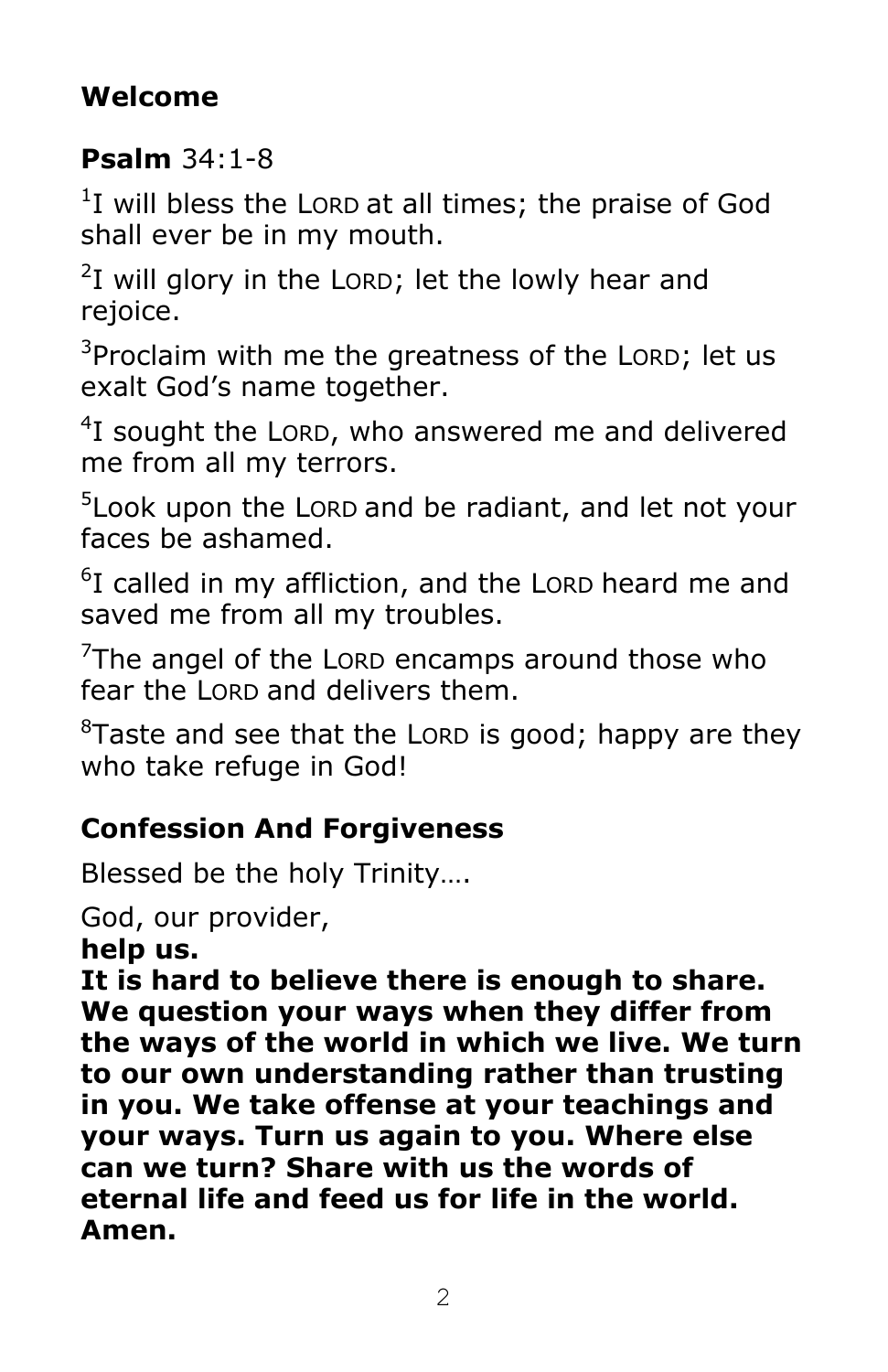**Welcome**

**Psalm** 34:1-8

[1]I will bless the LORD at all times; the praise of God shall ever be in my mouth.

[2]I will glory in the LORD; let the lowly hear and rejoice.

[3]Proclaim with me the greatness of the LORD; let us exalt God's name together.

[4]I sought the LORD, who answered me and delivered me from all my terrors.

[5]Look upon the LORD and be radiant, and let not your faces be ashamed.

[6]I called in my affliction, and the LORD heard me and saved me from all my troubles.

[7]The angel of the LORD encamps around those who fear the LORD and delivers them.

[8]Taste and see that the LORD is good; happy are they who take refuge in God!

**Confession And Forgiveness**

Blessed be the holy Trinity….

God, our provider,
**help us.**
**It is hard to believe there is enough to share. We question your ways when they differ from the ways of the world in which we live. We turn to our own understanding rather than trusting in you. We take offense at your teachings and your ways. Turn us again to you. Where else can we turn? Share with us the words of eternal life and feed us for life in the world. Amen.**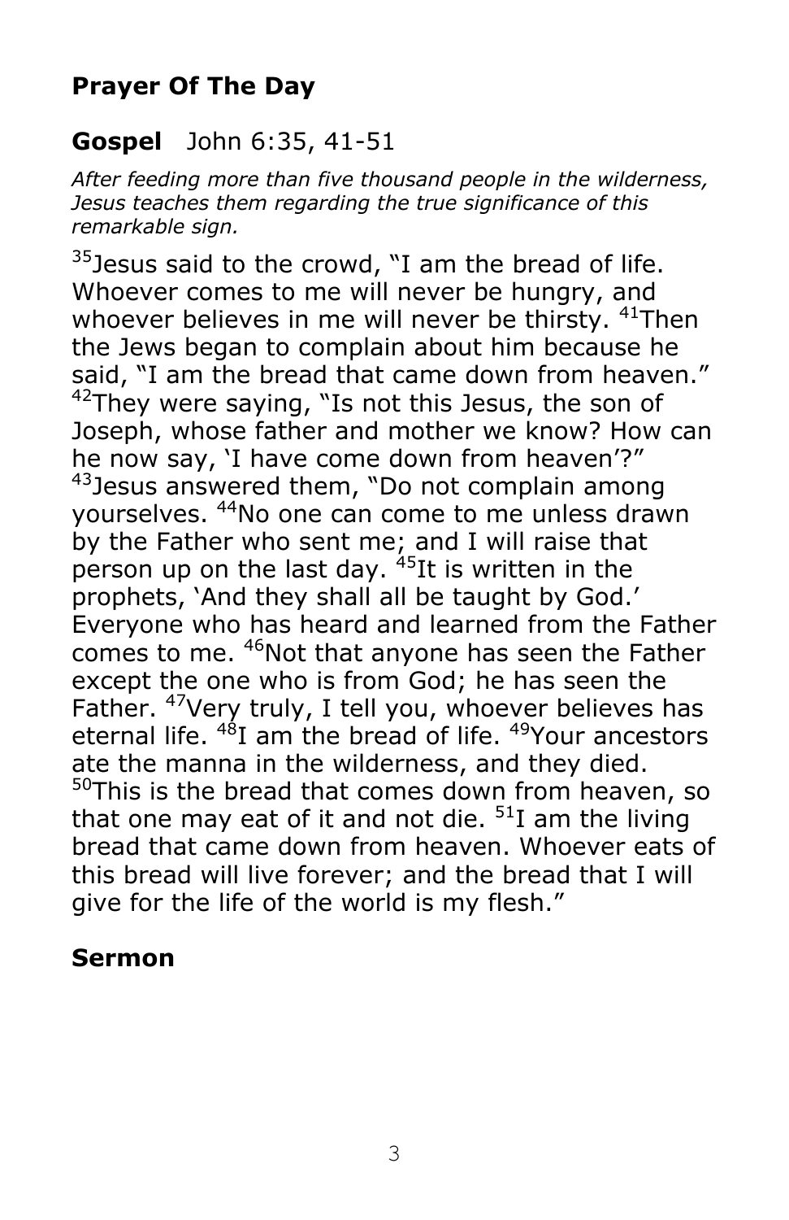## Prayer Of The Day

## **Gospel** John 6:35, 41-51

*After feeding more than five thousand people in the wilderness, Jesus teaches them regarding the true significance of this remarkable sign.*

[35]Jesus said to the crowd, "I am the bread of life. Whoever comes to me will never be hungry, and whoever believes in me will never be thirsty. [41]Then the Jews began to complain about him because he said, "I am the bread that came down from heaven." [42]They were saying, "Is not this Jesus, the son of Joseph, whose father and mother we know? How can he now say, 'I have come down from heaven'?" [43]Jesus answered them, "Do not complain among yourselves. [44]No one can come to me unless drawn by the Father who sent me; and I will raise that person up on the last day. [45]It is written in the prophets, 'And they shall all be taught by God.' Everyone who has heard and learned from the Father comes to me. [46]Not that anyone has seen the Father except the one who is from God; he has seen the Father. [47]Very truly, I tell you, whoever believes has eternal life. [48]I am the bread of life. [49]Your ancestors ate the manna in the wilderness, and they died. [50]This is the bread that comes down from heaven, so that one may eat of it and not die. [51]I am the living bread that came down from heaven. Whoever eats of this bread will live forever; and the bread that I will give for the life of the world is my flesh."

## Sermon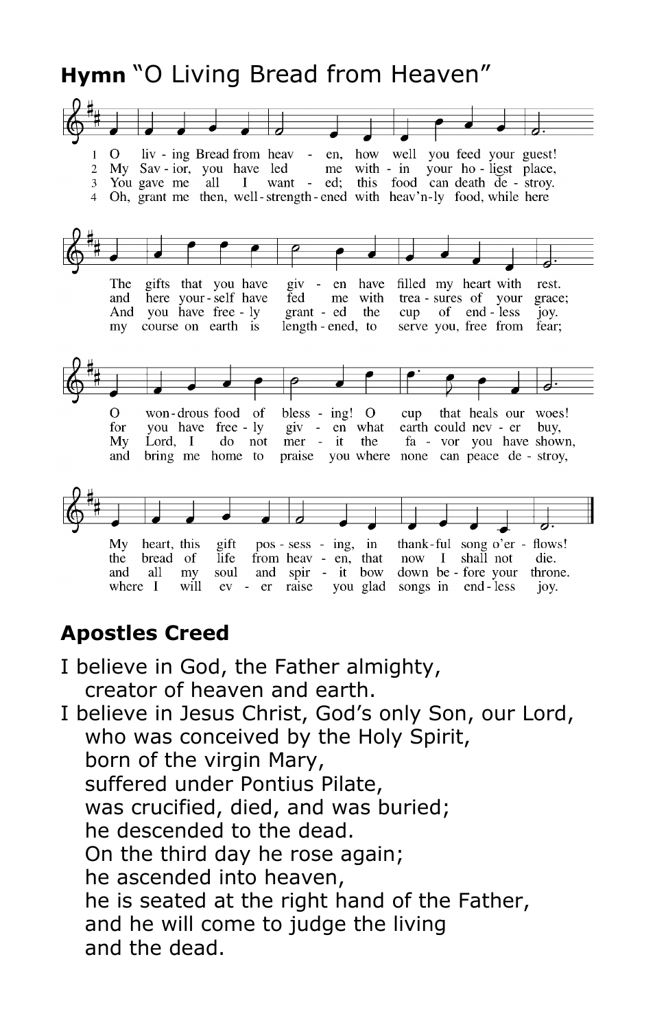**Hymn** "O Living Bread from Heaven"

1 O liv - ing Bread from heav - en, how well you feed your guest!
The gifts that you have giv - en have filled my heart with rest.
O won - drous food of bless - ing! O cup that heals our woes!
My heart, this gift pos - sess - ing, in thank - ful song o'er - flows!

2 My Sav - ior, you have led me with - in your ho - liest place,
and here your - self have fed me with trea - sures of your grace;
for you have free - ly giv - en what earth could nev - er buy,
the bread of life from heav - en, that now I shall not die.

3 You gave me all I want - ed; this food can death de - stroy.
And you have free - ly grant - ed the cup of end - less joy.
My Lord, I do not mer - it the fa - vor you have shown,
and all my soul and spir - it bow down be - fore your throne.

4 Oh, grant me then, well - strength - ened with heav'n - ly food, while here
my course on earth is length - ened, to serve you, free from fear;
and bring me home to praise you where none can peace de - stroy,
where I will ev - er raise you glad songs in end - less joy.

## Apostles Creed

I believe in God, the Father almighty,
creator of heaven and earth.
I believe in Jesus Christ, God's only Son, our Lord,
who was conceived by the Holy Spirit,
born of the virgin Mary,
suffered under Pontius Pilate,
was crucified, died, and was buried;
he descended to the dead.
On the third day he rose again;
he ascended into heaven,
he is seated at the right hand of the Father,
and he will come to judge the living
and the dead.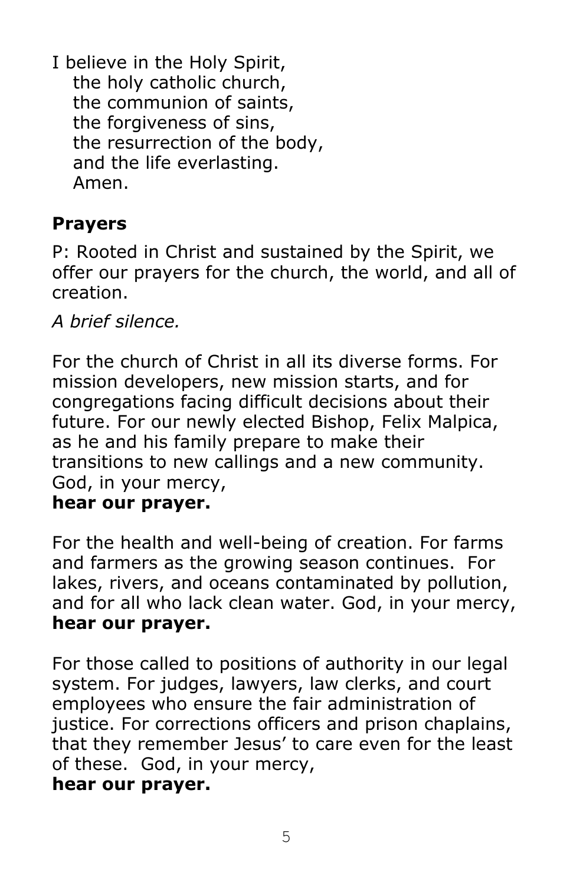I believe in the Holy Spirit,
the holy catholic church,
the communion of saints,
the forgiveness of sins,
the resurrection of the body,
and the life everlasting.
Amen.

## Prayers

P: Rooted in Christ and sustained by the Spirit, we offer our prayers for the church, the world, and all of creation.

*A brief silence.*

For the church of Christ in all its diverse forms. For mission developers, new mission starts, and for congregations facing difficult decisions about their future. For our newly elected Bishop, Felix Malpica, as he and his family prepare to make their transitions to new callings and a new community. God, in your mercy,
**hear our prayer.**

For the health and well-being of creation. For farms and farmers as the growing season continues. For lakes, rivers, and oceans contaminated by pollution, and for all who lack clean water. God, in your mercy,
**hear our prayer.**

For those called to positions of authority in our legal system. For judges, lawyers, law clerks, and court employees who ensure the fair administration of justice. For corrections officers and prison chaplains, that they remember Jesus' to care even for the least of these. God, in your mercy,
**hear our prayer.**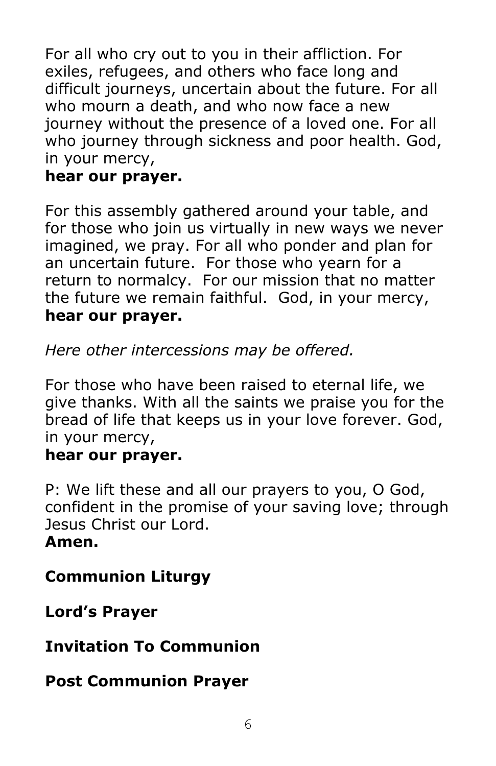For all who cry out to you in their affliction. For exiles, refugees, and others who face long and difficult journeys, uncertain about the future. For all who mourn a death, and who now face a new journey without the presence of a loved one. For all who journey through sickness and poor health. God, in your mercy,
**hear our prayer.**

For this assembly gathered around your table, and for those who join us virtually in new ways we never imagined, we pray. For all who ponder and plan for an uncertain future. For those who yearn for a return to normalcy. For our mission that no matter the future we remain faithful. God, in your mercy,
**hear our prayer.**

*Here other intercessions may be offered.*

For those who have been raised to eternal life, we give thanks. With all the saints we praise you for the bread of life that keeps us in your love forever. God, in your mercy,
**hear our prayer.**

P: We lift these and all our prayers to you, O God, confident in the promise of your saving love; through Jesus Christ our Lord.
**Amen.**

**Communion Liturgy**

**Lord's Prayer**

**Invitation To Communion**

**Post Communion Prayer**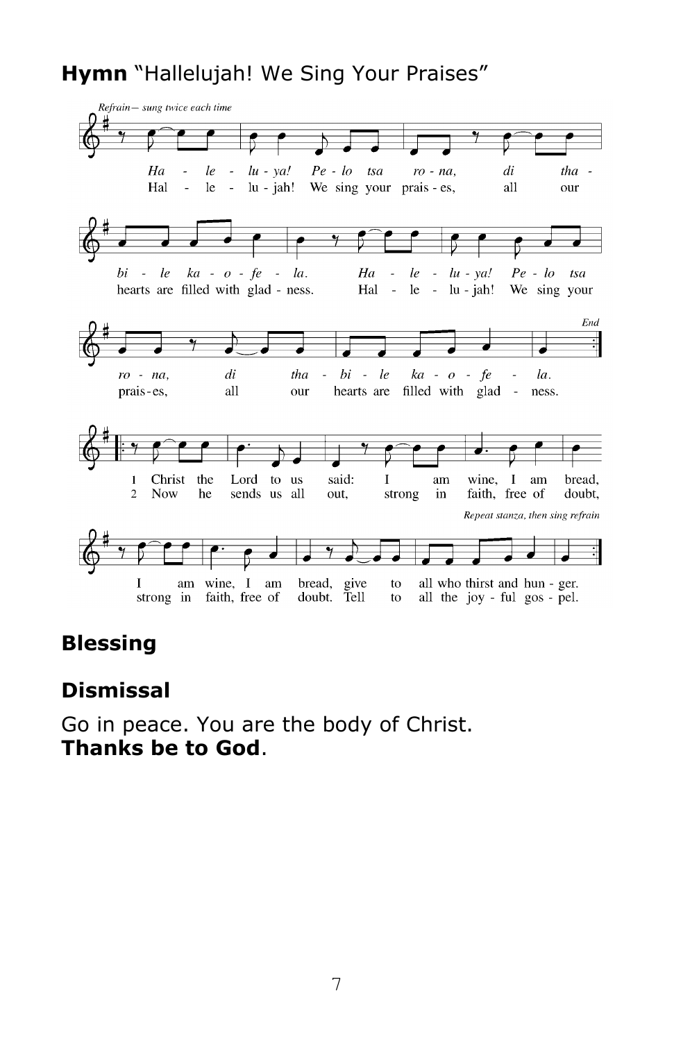**Hymn** "Hallelujah! We Sing Your Praises"

*Refrain— sung twice each time*

*Ha - le - lu - ya! Pe - lo tsa ro - na, di tha - bi - le ka - o - fe - la.*
Hal - le - lu - jah! We sing your prais - es, all our hearts are filled with glad - ness.

*Ha - le - lu - ya! Pe - lo tsa ro - na, di tha - bi - le ka - o - fe - la.*
Hal - le - lu - jah! We sing your prais - es, all our hearts are filled with glad - ness.

*End*

1 Christ the Lord to us said: I am wine, I am bread, I am wine, I am bread, give to all who thirst and hun - ger.

2 Now he sends us all out, strong in faith, free of doubt, strong in faith, free of doubt. Tell to all the joy - ful gos - pel.

*Repeat stanza, then sing refrain*

## Blessing

## Dismissal

Go in peace. You are the body of Christ.
**Thanks be to God**.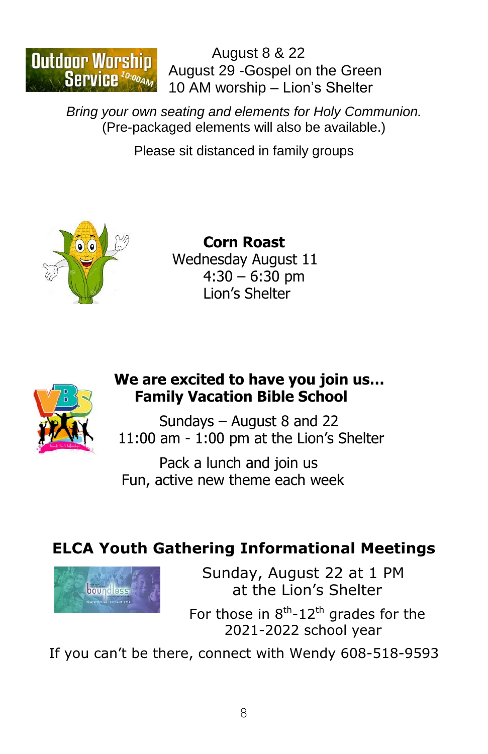## Outdoor Worship Service 10:00AM

August 8 & 22
August 29 -Gospel on the Green
10 AM worship – Lion's Shelter

*Bring your own seating and elements for Holy Communion.*
(Pre-packaged elements will also be available.)

Please sit distanced in family groups

**Corn Roast**
Wednesday August 11
4:30 – 6:30 pm
Lion's Shelter

**We are excited to have you join us…**
**Family Vacation Bible School**

Sundays – August 8 and 22
11:00 am - 1:00 pm at the Lion's Shelter

Pack a lunch and join us
Fun, active new theme each week

## ELCA Youth Gathering Informational Meetings

Sunday, August 22 at 1 PM
at the Lion's Shelter

For those in 8th-12th grades for the 2021-2022 school year

If you can't be there, connect with Wendy 608-518-9593